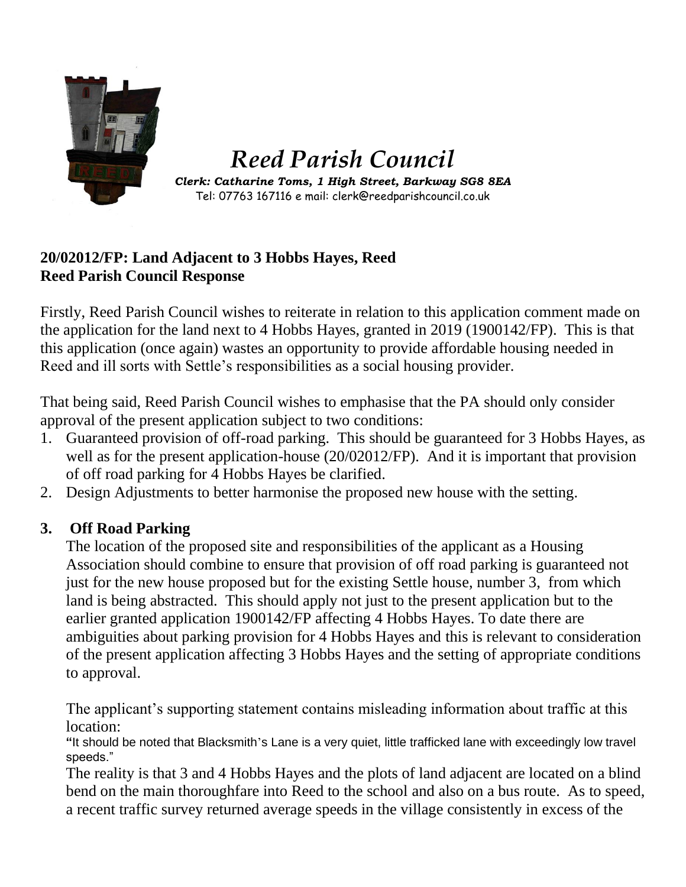# *Reed Parish Council*

***Clerk: Catharine Toms, 1 High Street, Barkway SG8 8EA***

Tel: 07763 167116 e mail: clerk@reedparishcouncil.co.uk

**20/02012/FP: Land Adjacent to 3 Hobbs Hayes, Reed**
**Reed Parish Council Response**

Firstly, Reed Parish Council wishes to reiterate in relation to this application comment made on the application for the land next to 4 Hobbs Hayes, granted in 2019 (1900142/FP). This is that this application (once again) wastes an opportunity to provide affordable housing needed in Reed and ill sorts with Settle's responsibilities as a social housing provider.

That being said, Reed Parish Council wishes to emphasise that the PA should only consider approval of the present application subject to two conditions:

1. Guaranteed provision of off-road parking. This should be guaranteed for 3 Hobbs Hayes, as well as for the present application-house (20/02012/FP). And it is important that provision of off road parking for 4 Hobbs Hayes be clarified.
2. Design Adjustments to better harmonise the proposed new house with the setting.

## 3. Off Road Parking

The location of the proposed site and responsibilities of the applicant as a Housing Association should combine to ensure that provision of off road parking is guaranteed not just for the new house proposed but for the existing Settle house, number 3, from which land is being abstracted. This should apply not just to the present application but to the earlier granted application 1900142/FP affecting 4 Hobbs Hayes. To date there are ambiguities about parking provision for 4 Hobbs Hayes and this is relevant to consideration of the present application affecting 3 Hobbs Hayes and the setting of appropriate conditions to approval.

The applicant's supporting statement contains misleading information about traffic at this location:

"It should be noted that Blacksmith's Lane is a very quiet, little trafficked lane with exceedingly low travel speeds."

The reality is that 3 and 4 Hobbs Hayes and the plots of land adjacent are located on a blind bend on the main thoroughfare into Reed to the school and also on a bus route. As to speed, a recent traffic survey returned average speeds in the village consistently in excess of the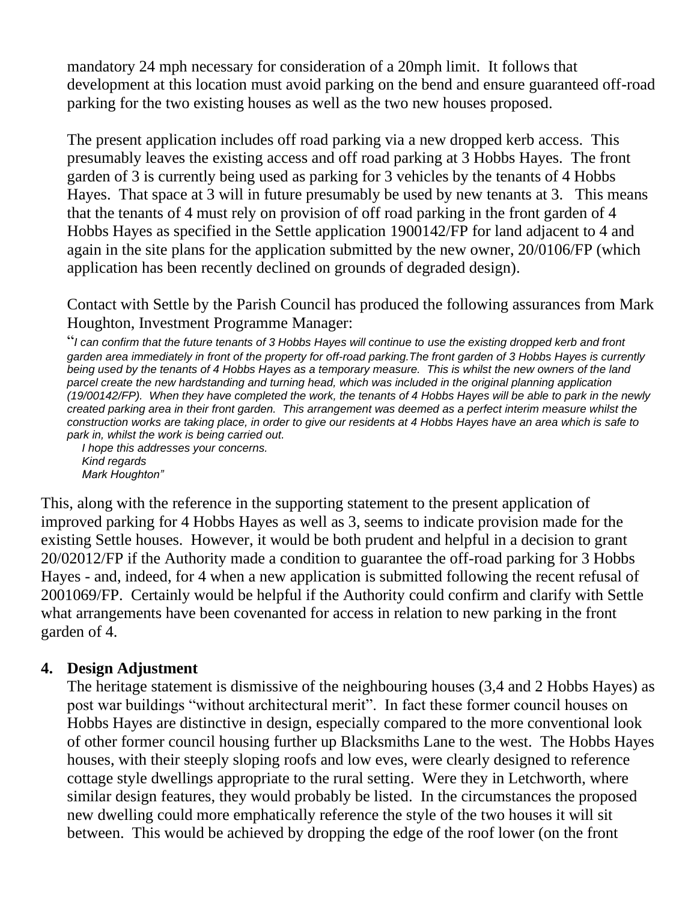mandatory 24 mph necessary for consideration of a 20mph limit. It follows that development at this location must avoid parking on the bend and ensure guaranteed off-road parking for the two existing houses as well as the two new houses proposed.

The present application includes off road parking via a new dropped kerb access. This presumably leaves the existing access and off road parking at 3 Hobbs Hayes. The front garden of 3 is currently being used as parking for 3 vehicles by the tenants of 4 Hobbs Hayes. That space at 3 will in future presumably be used by new tenants at 3. This means that the tenants of 4 must rely on provision of off road parking in the front garden of 4 Hobbs Hayes as specified in the Settle application 1900142/FP for land adjacent to 4 and again in the site plans for the application submitted by the new owner, 20/0106/FP (which application has been recently declined on grounds of degraded design).

Contact with Settle by the Parish Council has produced the following assurances from Mark Houghton, Investment Programme Manager:

"*I can confirm that the future tenants of 3 Hobbs Hayes will continue to use the existing dropped kerb and front garden area immediately in front of the property for off-road parking.The front garden of 3 Hobbs Hayes is currently being used by the tenants of 4 Hobbs Hayes as a temporary measure. This is whilst the new owners of the land parcel create the new hardstanding and turning head, which was included in the original planning application (19/00142/FP). When they have completed the work, the tenants of 4 Hobbs Hayes will be able to park in the newly created parking area in their front garden. This arrangement was deemed as a perfect interim measure whilst the construction works are taking place, in order to give our residents at 4 Hobbs Hayes have an area which is safe to park in, whilst the work is being carried out.*

*I hope this addresses your concerns.*

*Kind regards*

*Mark Houghton"*

This, along with the reference in the supporting statement to the present application of improved parking for 4 Hobbs Hayes as well as 3, seems to indicate provision made for the existing Settle houses. However, it would be both prudent and helpful in a decision to grant 20/02012/FP if the Authority made a condition to guarantee the off-road parking for 3 Hobbs Hayes - and, indeed, for 4 when a new application is submitted following the recent refusal of 2001069/FP. Certainly would be helpful if the Authority could confirm and clarify with Settle what arrangements have been covenanted for access in relation to new parking in the front garden of 4.

## 4. Design Adjustment

The heritage statement is dismissive of the neighbouring houses (3,4 and 2 Hobbs Hayes) as post war buildings "without architectural merit". In fact these former council houses on Hobbs Hayes are distinctive in design, especially compared to the more conventional look of other former council housing further up Blacksmiths Lane to the west. The Hobbs Hayes houses, with their steeply sloping roofs and low eves, were clearly designed to reference cottage style dwellings appropriate to the rural setting. Were they in Letchworth, where similar design features, they would probably be listed. In the circumstances the proposed new dwelling could more emphatically reference the style of the two houses it will sit between. This would be achieved by dropping the edge of the roof lower (on the front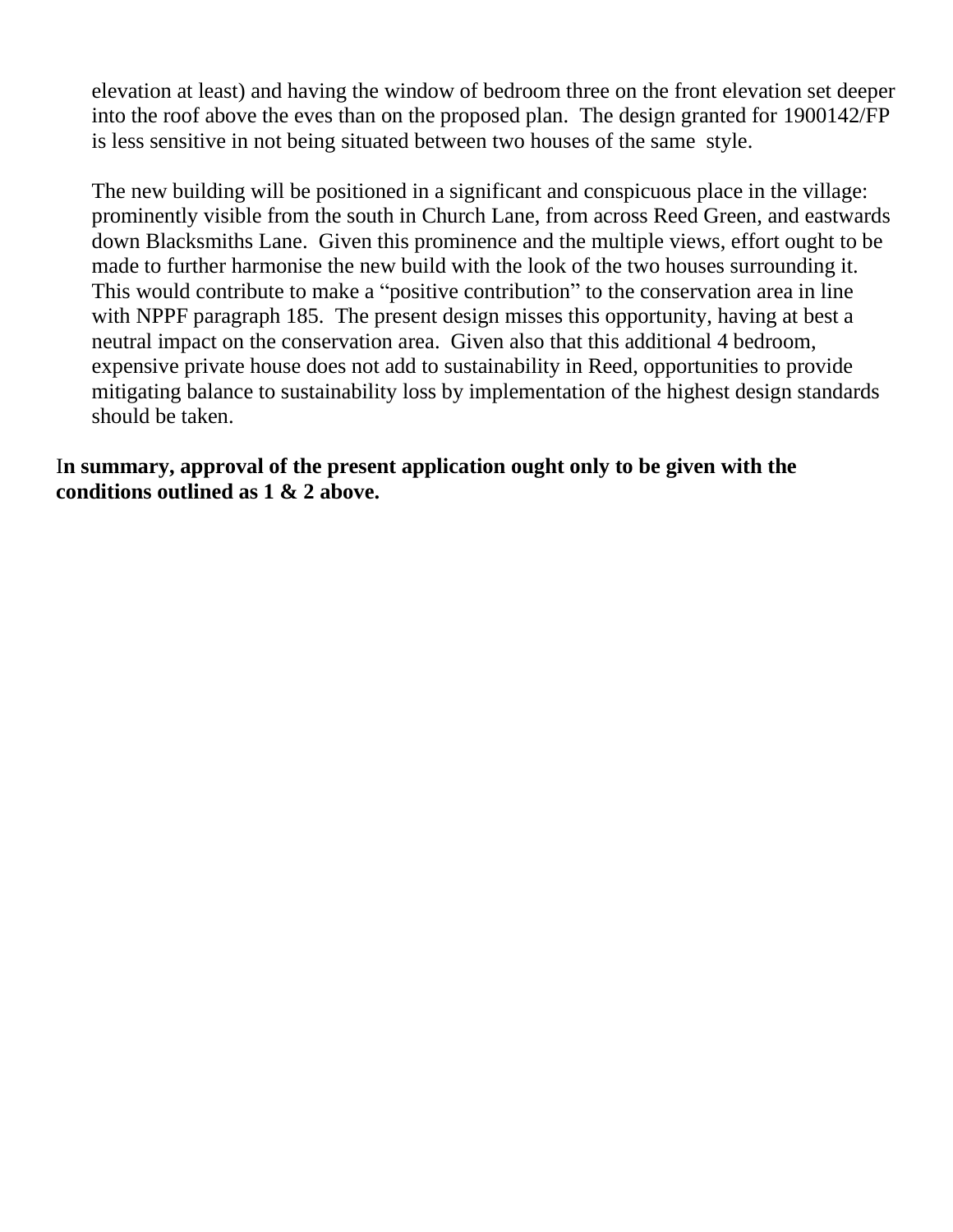elevation at least) and having the window of bedroom three on the front elevation set deeper into the roof above the eves than on the proposed plan. The design granted for 1900142/FP is less sensitive in not being situated between two houses of the same style.

The new building will be positioned in a significant and conspicuous place in the village: prominently visible from the south in Church Lane, from across Reed Green, and eastwards down Blacksmiths Lane. Given this prominence and the multiple views, effort ought to be made to further harmonise the new build with the look of the two houses surrounding it. This would contribute to make a "positive contribution" to the conservation area in line with NPPF paragraph 185. The present design misses this opportunity, having at best a neutral impact on the conservation area. Given also that this additional 4 bedroom, expensive private house does not add to sustainability in Reed, opportunities to provide mitigating balance to sustainability loss by implementation of the highest design standards should be taken.

**In summary, approval of the present application ought only to be given with the conditions outlined as 1 & 2 above.**